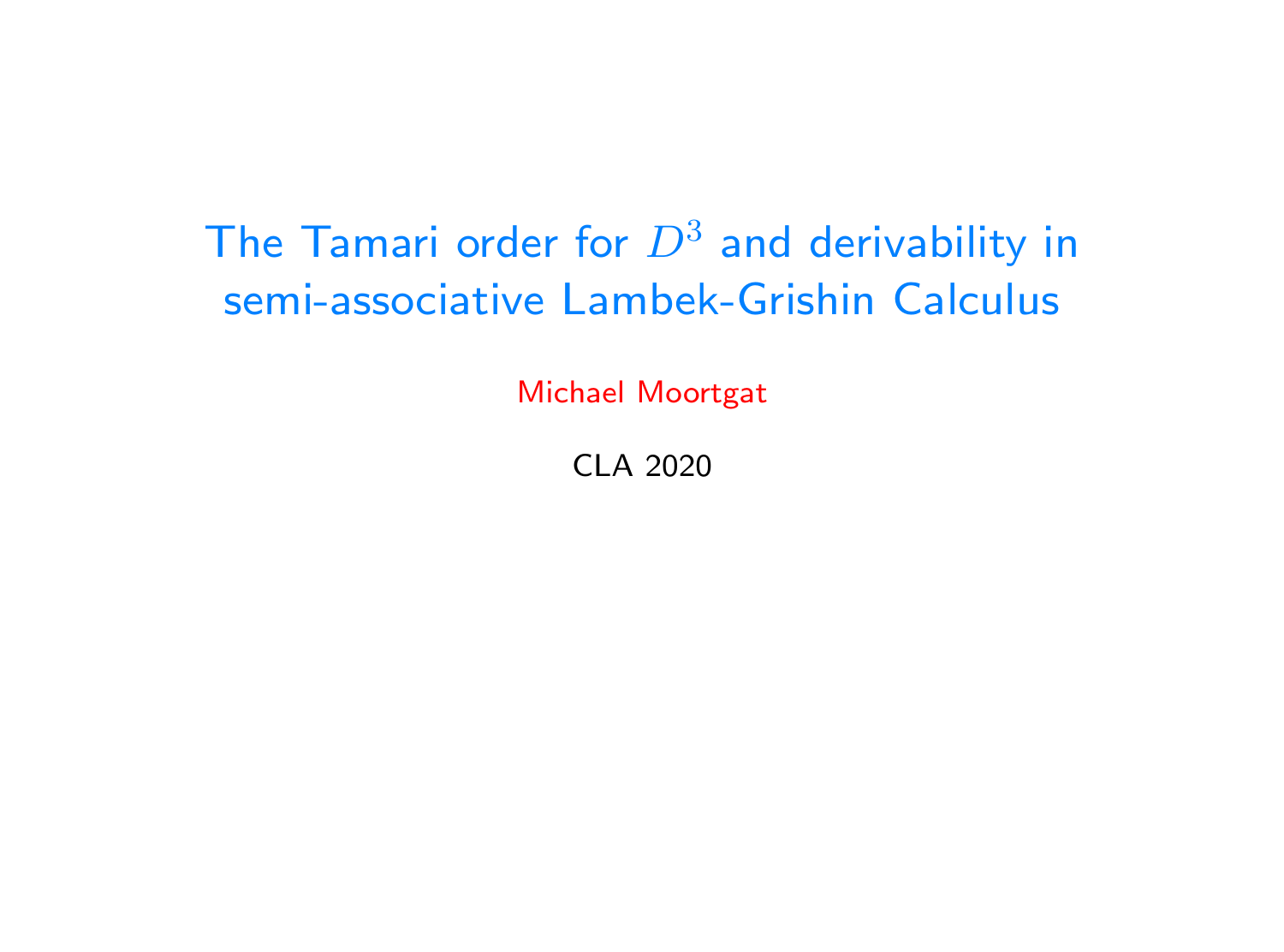# The Tamari order for $D^3$ and derivability in semi-associative Lambek-Grishin Calculus

Michael Moortgat

CLA 2020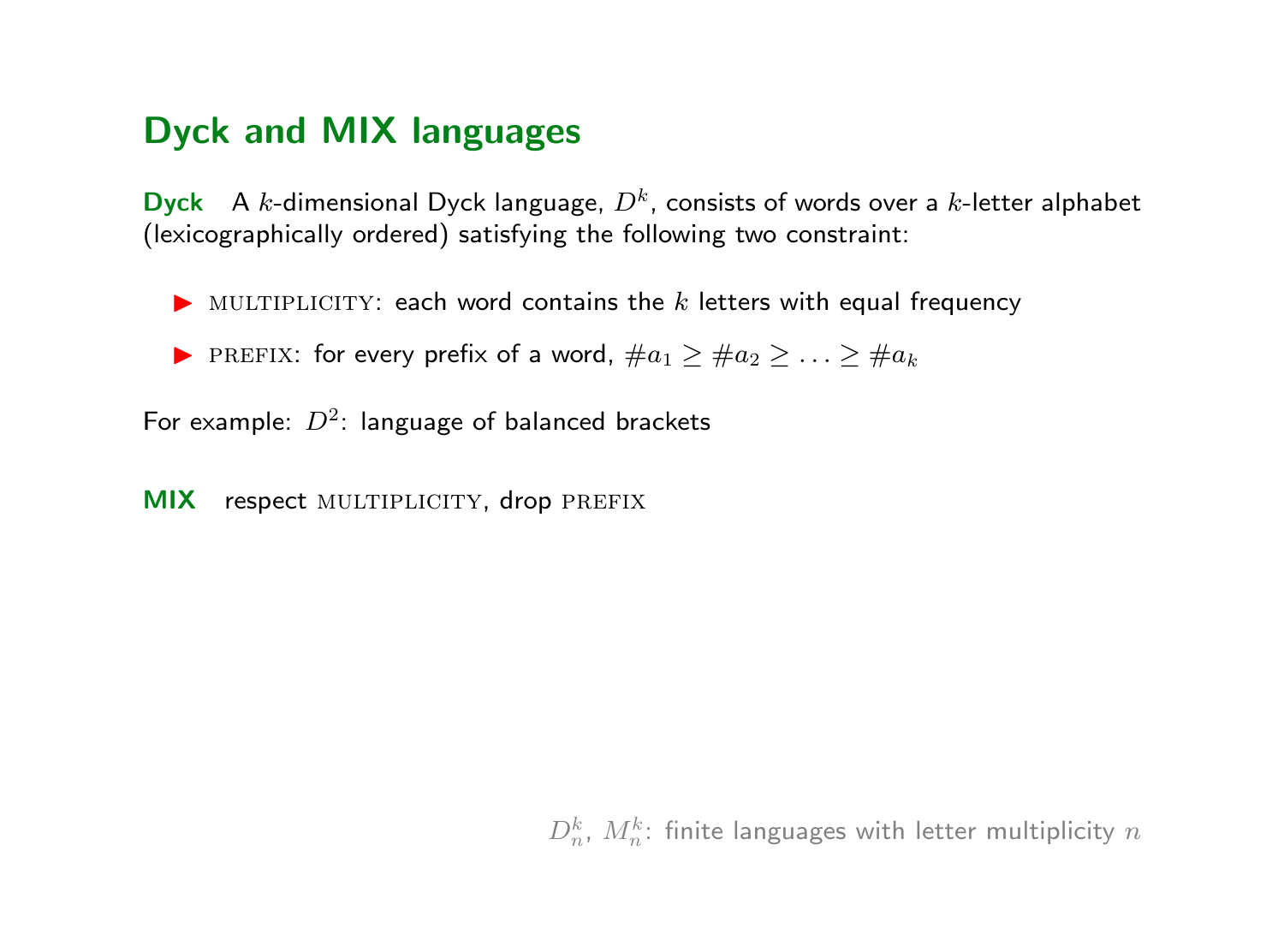## Dyck and MIX languages

**Dyck** A $k$-dimensional Dyck language, $D^k$, consists of words over a $k$-letter alphabet (lexicographically ordered) satisfying the following two constraint:

- MULTIPLICITY: each word contains the $k$ letters with equal frequency
- PREFIX: for every prefix of a word, $\#a_1 \geq \#a_2 \geq \ldots \geq \#a_k$

For example: $D^2$: language of balanced brackets

**MIX** respect MULTIPLICITY, drop PREFIX

$D^k_n$, $M^k_n$: finite languages with letter multiplicity $n$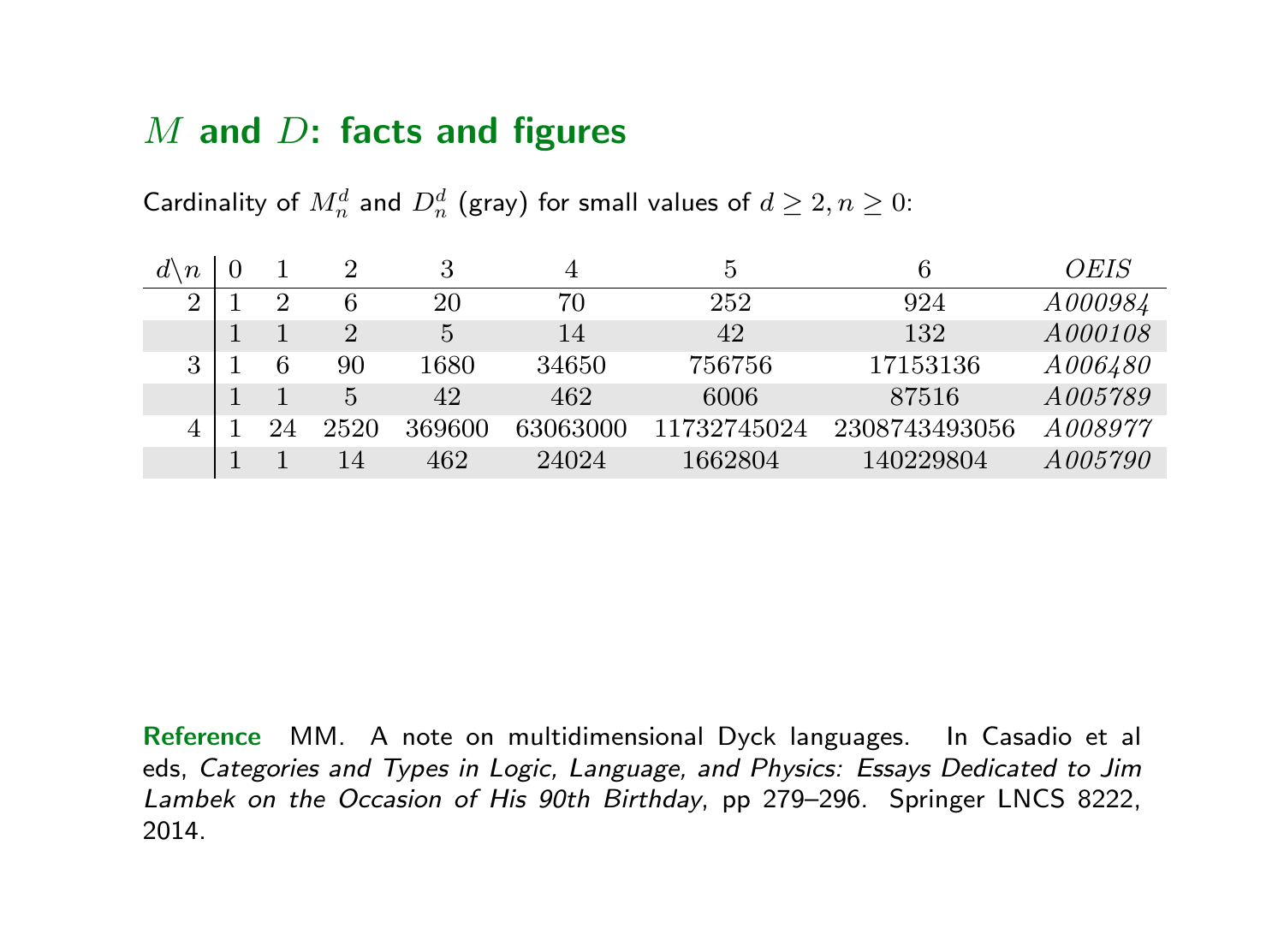## $M$ and $D$: facts and figures

Cardinality of $M_n^d$ and $D_n^d$ (gray) for small values of $d \geq 2, n \geq 0$:

| $d \backslash n$ | 0 | 1 | 2 | 3 | 4 | 5 | 6 | *OEIS* |
|---|---|---|---|---|---|---|---|---|
| 2 | 1 | 2 | 6 | 20 | 70 | 252 | 924 | *A000984* |
| | 1 | 1 | 2 | 5 | 14 | 42 | 132 | *A000108* |
| 3 | 1 | 6 | 90 | 1680 | 34650 | 756756 | 17153136 | *A006480* |
| | 1 | 1 | 5 | 42 | 462 | 6006 | 87516 | *A005789* |
| 4 | 1 | 24 | 2520 | 369600 | 63063000 | 11732745024 | 2308743493056 | *A008977* |
| | 1 | 1 | 14 | 462 | 24024 | 1662804 | 140229804 | *A005790* |

**Reference** MM. A note on multidimensional Dyck languages. In Casadio et al eds, *Categories and Types in Logic, Language, and Physics: Essays Dedicated to Jim Lambek on the Occasion of His 90th Birthday*, pp 279–296. Springer LNCS 8222, 2014.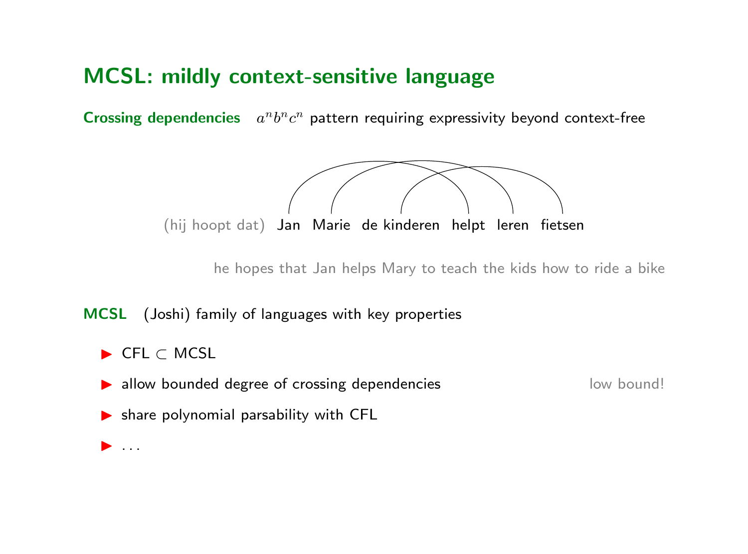## MCSL: mildly context-sensitive language

**Crossing dependencies** $a^n b^n c^n$ pattern requiring expressivity beyond context-free

(hij hoopt dat) Jan Marie de kinderen helpt leren fietsen

he hopes that Jan helps Mary to teach the kids how to ride a bike

**MCSL** (Joshi) family of languages with key properties

- CFL ⊂ MCSL
- allow bounded degree of crossing dependencies — low bound!
- share polynomial parsability with CFL
- ...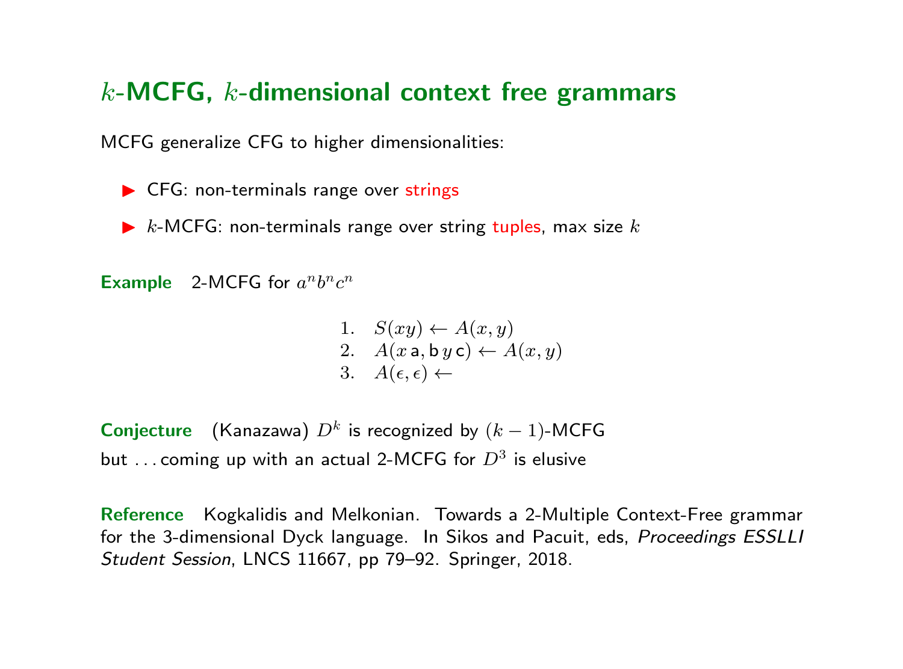## $k$-MCFG, $k$-dimensional context free grammars

MCFG generalize CFG to higher dimensionalities:

- CFG: non-terminals range over strings
- $k$-MCFG: non-terminals range over string tuples, max size $k$

**Example** 2-MCFG for $a^n b^n c^n$

$$
\begin{array}{ll}
1. & S(xy) \leftarrow A(x, y) \\
2. & A(x\,\mathsf{a}, \mathsf{b}\,y\,\mathsf{c}) \leftarrow A(x, y) \\
3. & A(\epsilon, \epsilon) \leftarrow
\end{array}
$$

**Conjecture** (Kanazawa) $D^k$ is recognized by $(k-1)$-MCFG

but . . . coming up with an actual 2-MCFG for $D^3$ is elusive

**Reference** Kogkalidis and Melkonian. Towards a 2-Multiple Context-Free grammar for the 3-dimensional Dyck language. In Sikos and Pacuit, eds, *Proceedings ESSLLI Student Session*, LNCS 11667, pp 79–92. Springer, 2018.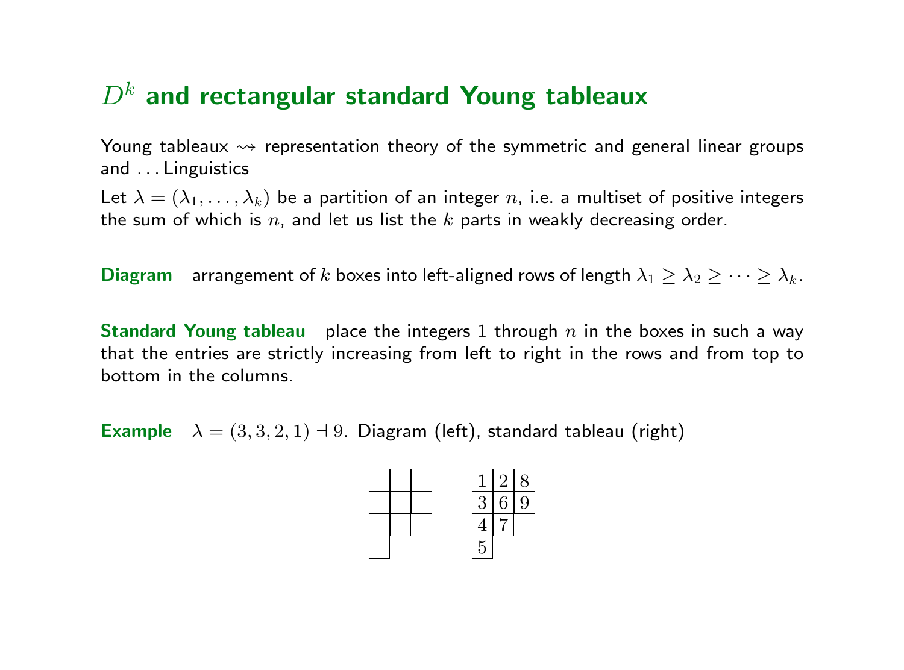# $D^k$ and rectangular standard Young tableaux

Young tableaux $\rightsquigarrow$ representation theory of the symmetric and general linear groups and . . . Linguistics

Let $\lambda = (\lambda_1, \ldots, \lambda_k)$ be a partition of an integer $n$, i.e. a multiset of positive integers the sum of which is $n$, and let us list the $k$ parts in weakly decreasing order.

**Diagram** arrangement of $k$ boxes into left-aligned rows of length $\lambda_1 \geq \lambda_2 \geq \cdots \geq \lambda_k$.

**Standard Young tableau** place the integers $1$ through $n$ in the boxes in such a way that the entries are strictly increasing from left to right in the rows and from top to bottom in the columns.

**Example** $\lambda = (3, 3, 2, 1) \dashv 9$. Diagram (left), standard tableau (right)

$$
\begin{array}{|c|c|c|}
\hline
\phantom{0} & \phantom{0} & \phantom{0} \\
\hline
\phantom{0} & \phantom{0} & \phantom{0} \\
\hline
\phantom{0} & \phantom{0} \\
\cline{1-2}
\phantom{0} \\
\cline{1-1}
\end{array}
\qquad
\begin{array}{|c|c|c|}
\hline
1 & 2 & 8 \\
\hline
3 & 6 & 9 \\
\hline
4 & 7 \\
\cline{1-2}
5 \\
\cline{1-1}
\end{array}
$$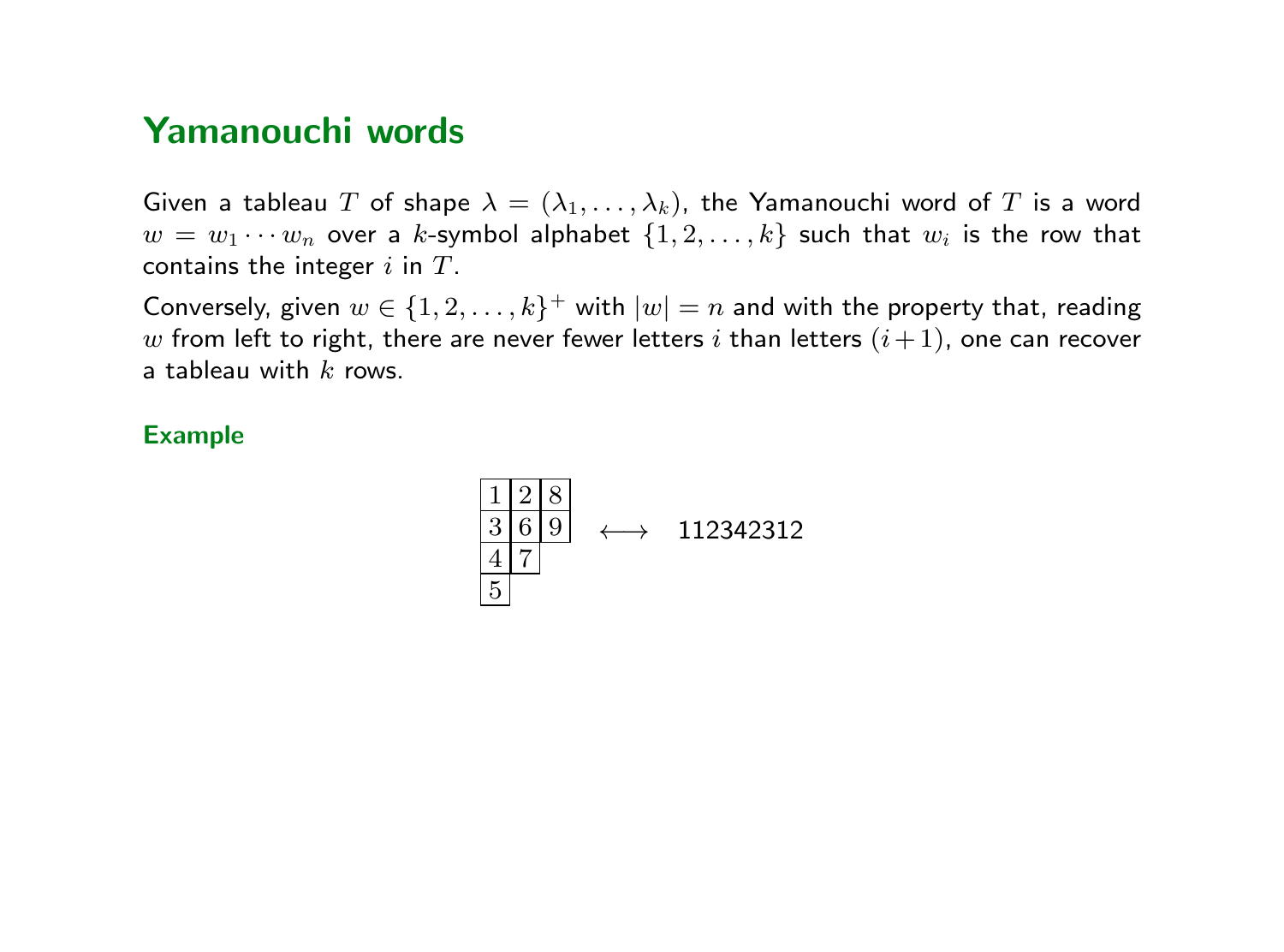## Yamanouchi words

Given a tableau $T$ of shape $\lambda = (\lambda_1, \ldots, \lambda_k)$, the Yamanouchi word of $T$ is a word $w = w_1 \cdots w_n$ over a $k$-symbol alphabet $\{1, 2, \ldots, k\}$ such that $w_i$ is the row that contains the integer $i$ in $T$.

Conversely, given $w \in \{1, 2, \ldots, k\}^+$ with $|w| = n$ and with the property that, reading $w$ from left to right, there are never fewer letters $i$ than letters $(i+1)$, one can recover a tableau with $k$ rows.

### Example

| | | |
|---|---|---|
| 1 | 2 | 8 |
| 3 | 6 | 9 |
| 4 | 7 | |
| 5 | | |

$\longleftrightarrow$ 112342312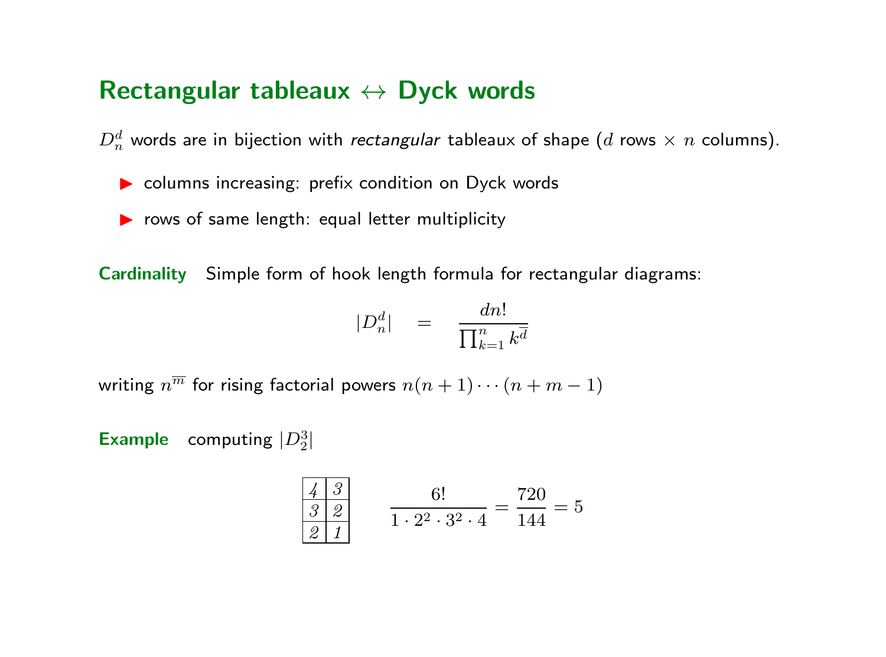## Rectangular tableaux ↔ Dyck words

$D_n^d$ words are in bijection with *rectangular* tableaux of shape ($d$ rows $\times$ $n$ columns).

- columns increasing: prefix condition on Dyck words
- rows of same length: equal letter multiplicity

**Cardinality** Simple form of hook length formula for rectangular diagrams:

$$|D_n^d| \quad = \quad \frac{dn!}{\prod_{k=1}^{n} k^{\overline{d}}}$$

writing $n^{\overline{m}}$ for rising factorial powers $n(n+1)\cdots(n+m-1)$

**Example** computing $|D_2^3|$

| | |
|---|---|
| *4* | *3* |
| *3* | *2* |
| *2* | *1* |

$$\frac{6!}{1 \cdot 2^2 \cdot 3^2 \cdot 4} = \frac{720}{144} = 5$$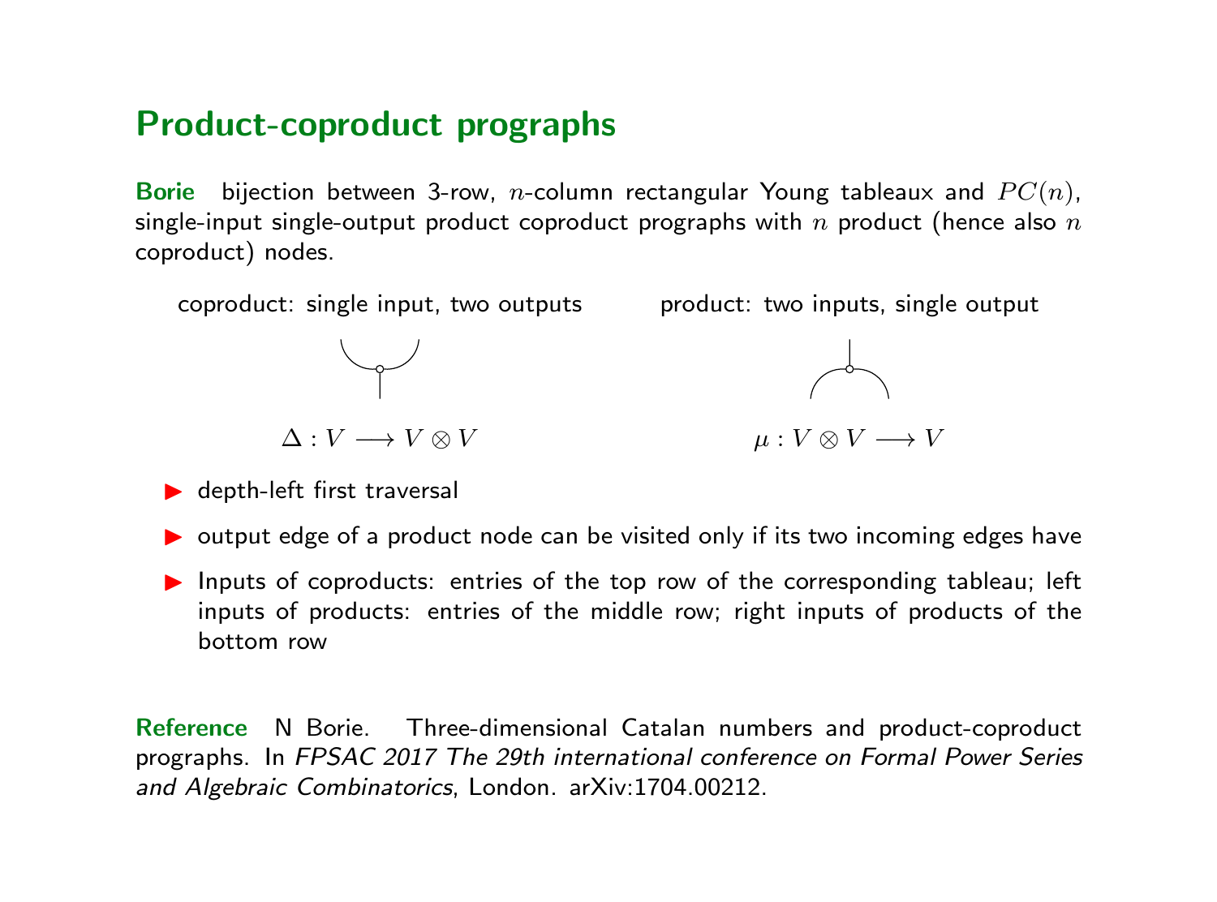## Product-coproduct prographs

**Borie** bijection between 3-row, $n$-column rectangular Young tableaux and $PC(n)$, single-input single-output product coproduct prographs with $n$ product (hence also $n$ coproduct) nodes.

coproduct: single input, two outputs

$\Delta : V \longrightarrow V \otimes V$

product: two inputs, single output

$\mu : V \otimes V \longrightarrow V$

- depth-left first traversal
- output edge of a product node can be visited only if its two incoming edges have
- Inputs of coproducts: entries of the top row of the corresponding tableau; left inputs of products: entries of the middle row; right inputs of products of the bottom row

**Reference** N Borie. Three-dimensional Catalan numbers and product-coproduct prographs. In *FPSAC 2017 The 29th international conference on Formal Power Series and Algebraic Combinatorics*, London. arXiv:1704.00212.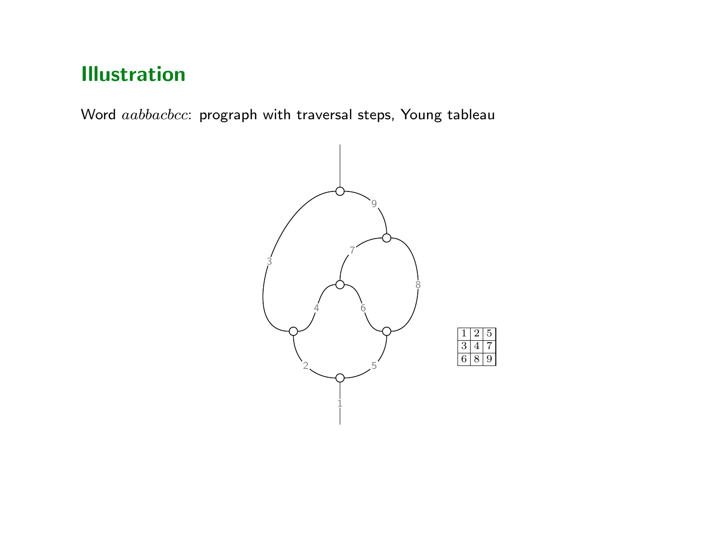# Illustration

Word $aabbacbcc$: prograph with traversal steps, Young tableau

| 1 | 2 | 5 |
|---|---|---|
| 3 | 4 | 7 |
| 6 | 8 | 9 |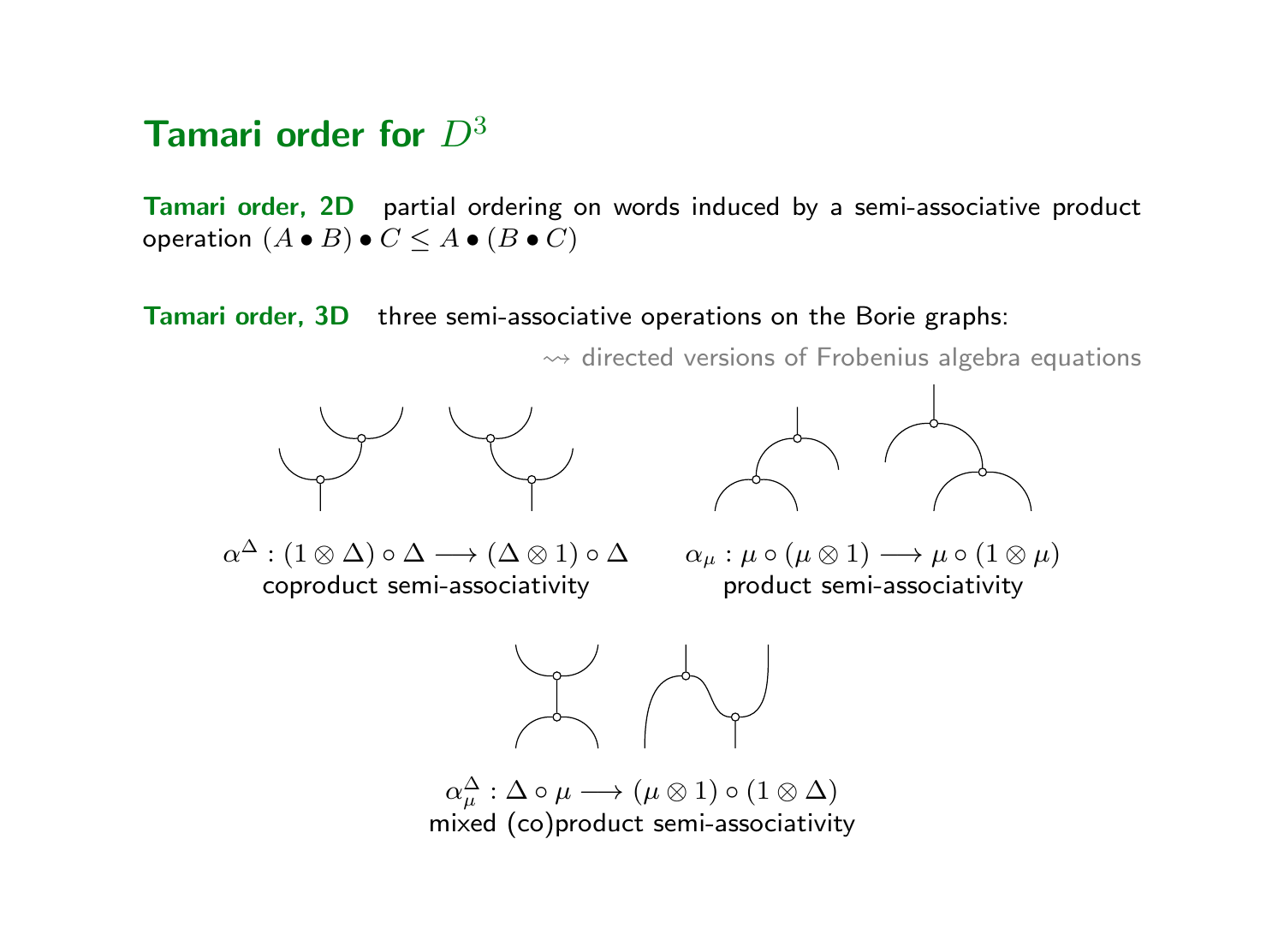## Tamari order for $D^3$

**Tamari order, 2D** partial ordering on words induced by a semi-associative product operation $(A \bullet B) \bullet C \leq A \bullet (B \bullet C)$

**Tamari order, 3D** three semi-associative operations on the Borie graphs:

$\rightsquigarrow$ directed versions of Frobenius algebra equations

$\alpha^{\Delta} : (1 \otimes \Delta) \circ \Delta \longrightarrow (\Delta \otimes 1) \circ \Delta$
coproduct semi-associativity

$\alpha_{\mu} : \mu \circ (\mu \otimes 1) \longrightarrow \mu \circ (1 \otimes \mu)$
product semi-associativity

$\alpha_{\mu}^{\Delta} : \Delta \circ \mu \longrightarrow (\mu \otimes 1) \circ (1 \otimes \Delta)$
mixed (co)product semi-associativity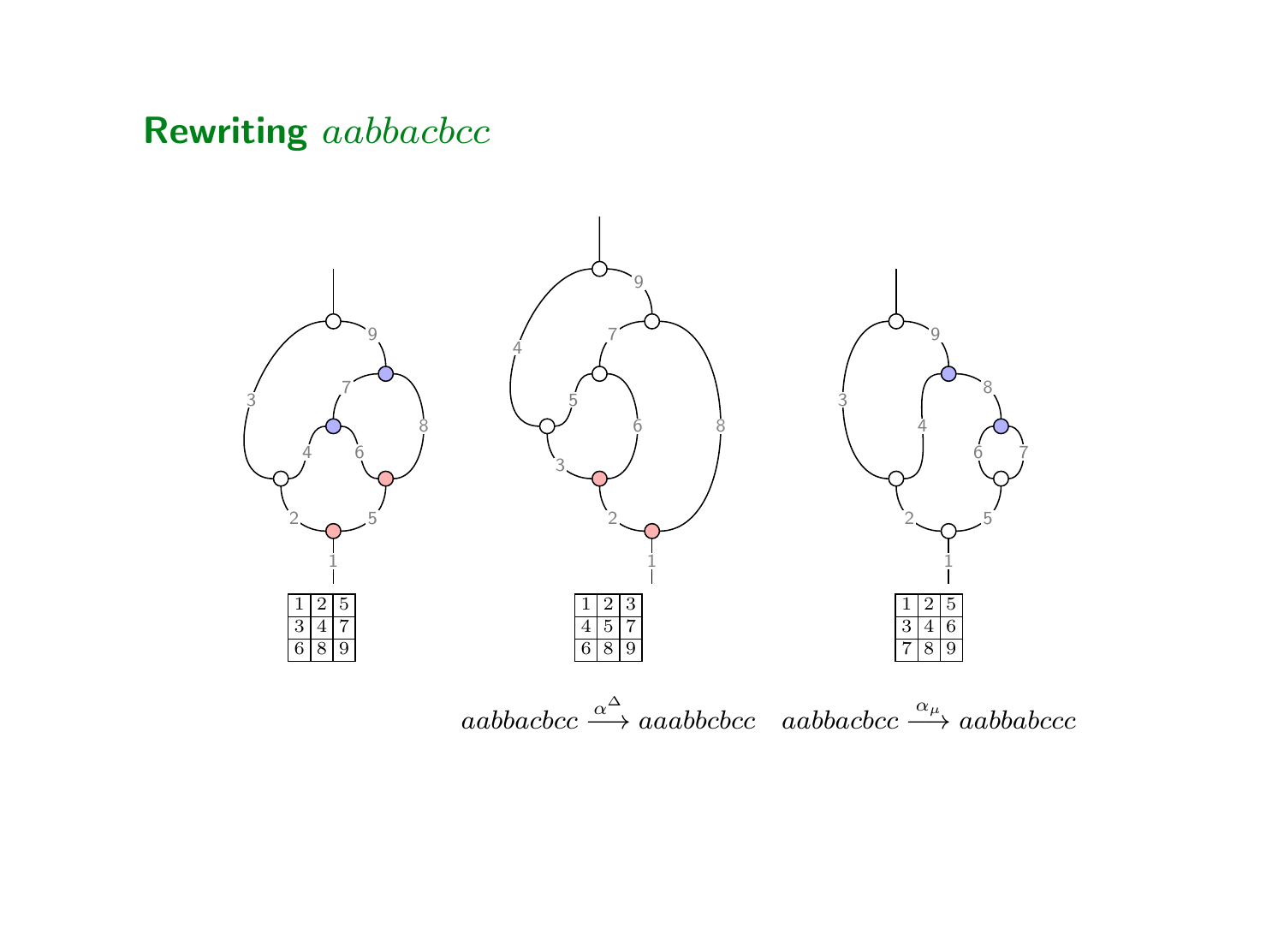# Rewriting $aabbacbcc$

| 1 | 2 | 5 |
|---|---|---|
| 3 | 4 | 7 |
| 6 | 8 | 9 |

| 1 | 2 | 3 |
|---|---|---|
| 4 | 5 | 7 |
| 6 | 8 | 9 |

| 1 | 2 | 5 |
|---|---|---|
| 3 | 4 | 6 |
| 7 | 8 | 9 |

$aabbacbcc \xrightarrow{\alpha^{\Delta}} aaabbcbcc \quad aabbacbcc \xrightarrow{\alpha_{\mu}} aabbabccc$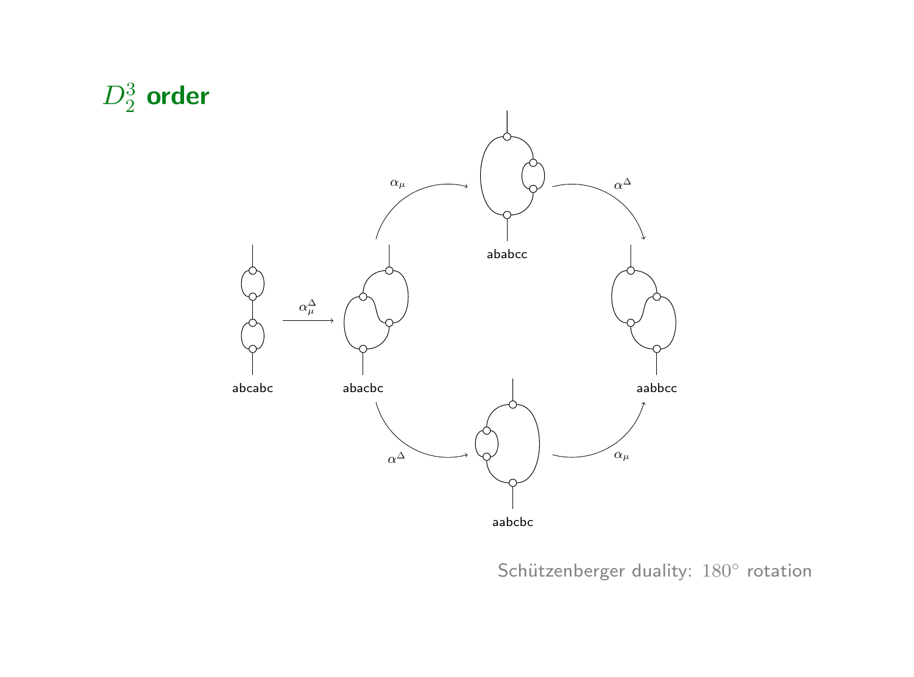# $D_2^3$ **order**

abcabc

$\alpha_\mu^\Delta$

abacbc

$\alpha_\mu$

ababcc

$\alpha^\Delta$

aabbcc

$\alpha^\Delta$

aabcbc

$\alpha_\mu$

Schützenberger duality: $180^\circ$ rotation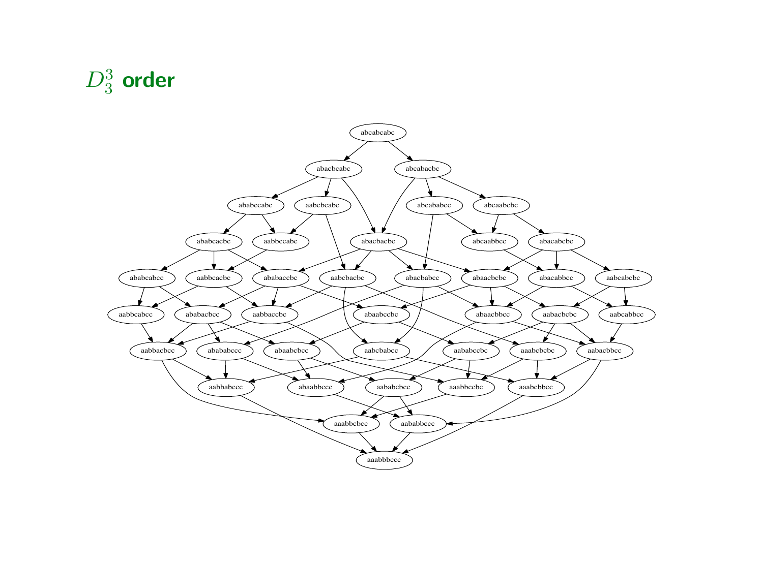# $D_3^3$ order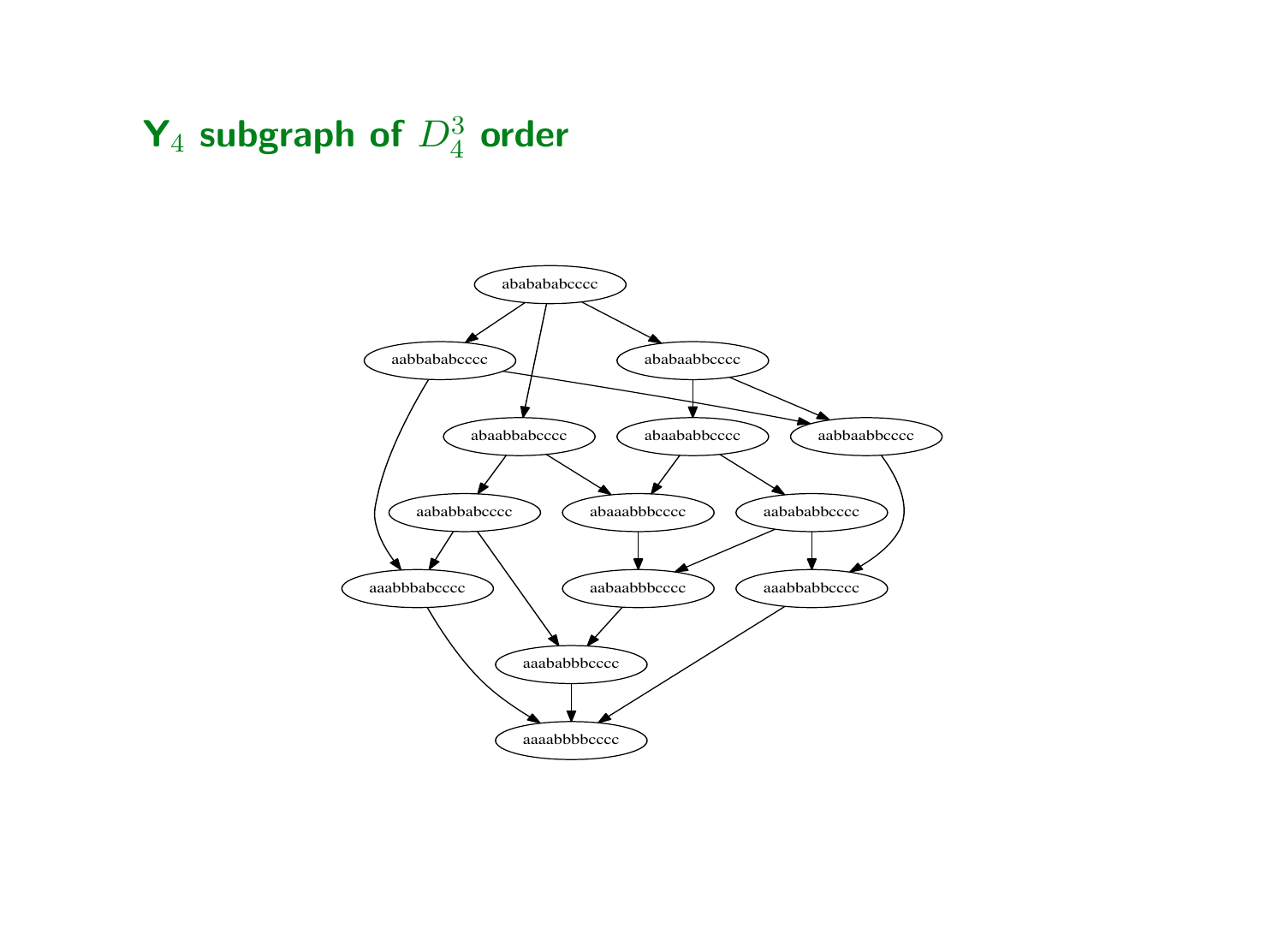## $\mathsf{Y}_4$ subgraph of $D_4^3$ order

ababababcccc

aabbababcccc

ababaabbcccc

abaabbabcccc

abaababbcccc

aabbaabbcccc

aababbabcccc

abaaabbbcccc

aabababbcccc

aaabbbabcccc

aabaabbbcccc

aaabbabbcccc

aaababbbcccc

aaaabbbbcccc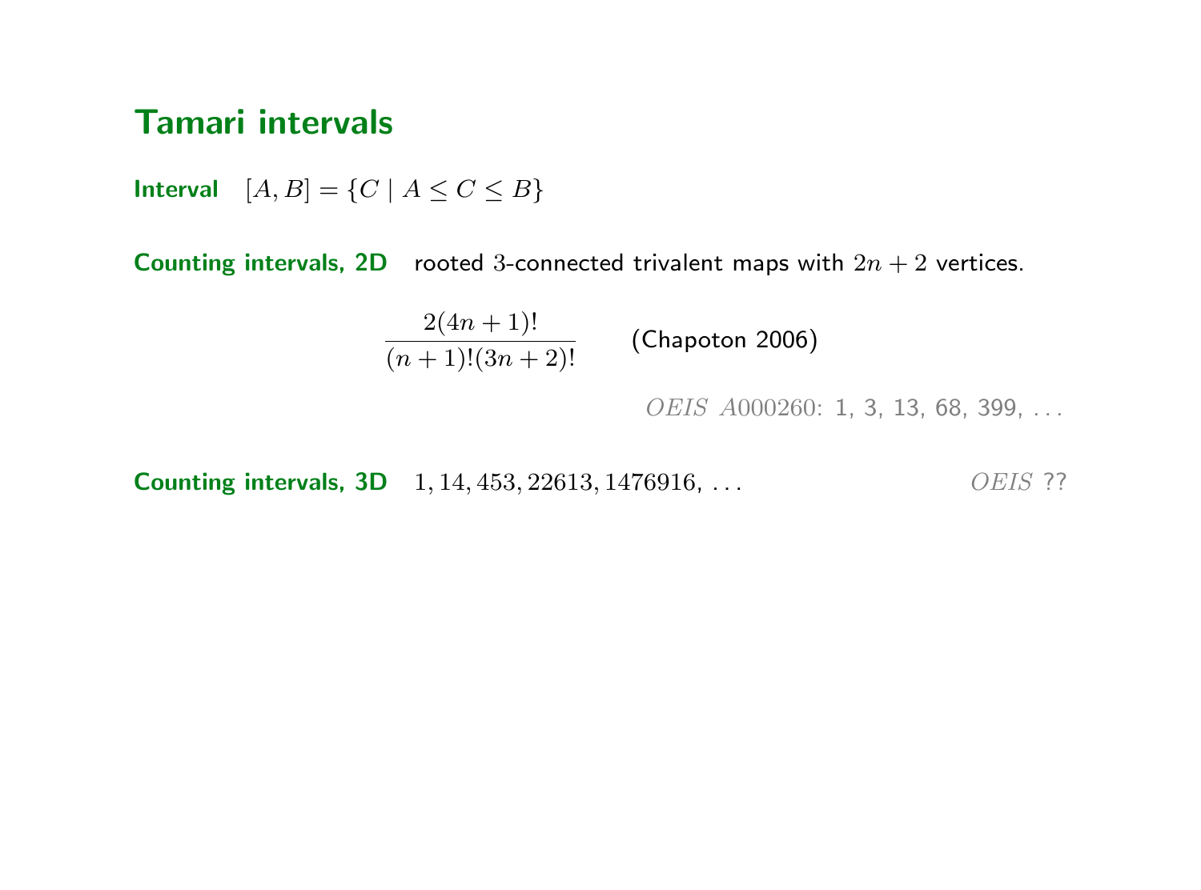## Tamari intervals

**Interval** $[A, B] = \{C \mid A \leq C \leq B\}$

**Counting intervals, 2D** rooted 3-connected trivalent maps with $2n + 2$ vertices.

$$\frac{2(4n+1)!}{(n+1)!(3n+2)!}$$

(Chapoton 2006)

*OEIS A*000260: 1, 3, 13, 68, 399, . . .

**Counting intervals, 3D** $1, 14, 453, 22613, 1476916, \ldots$ *OEIS* ??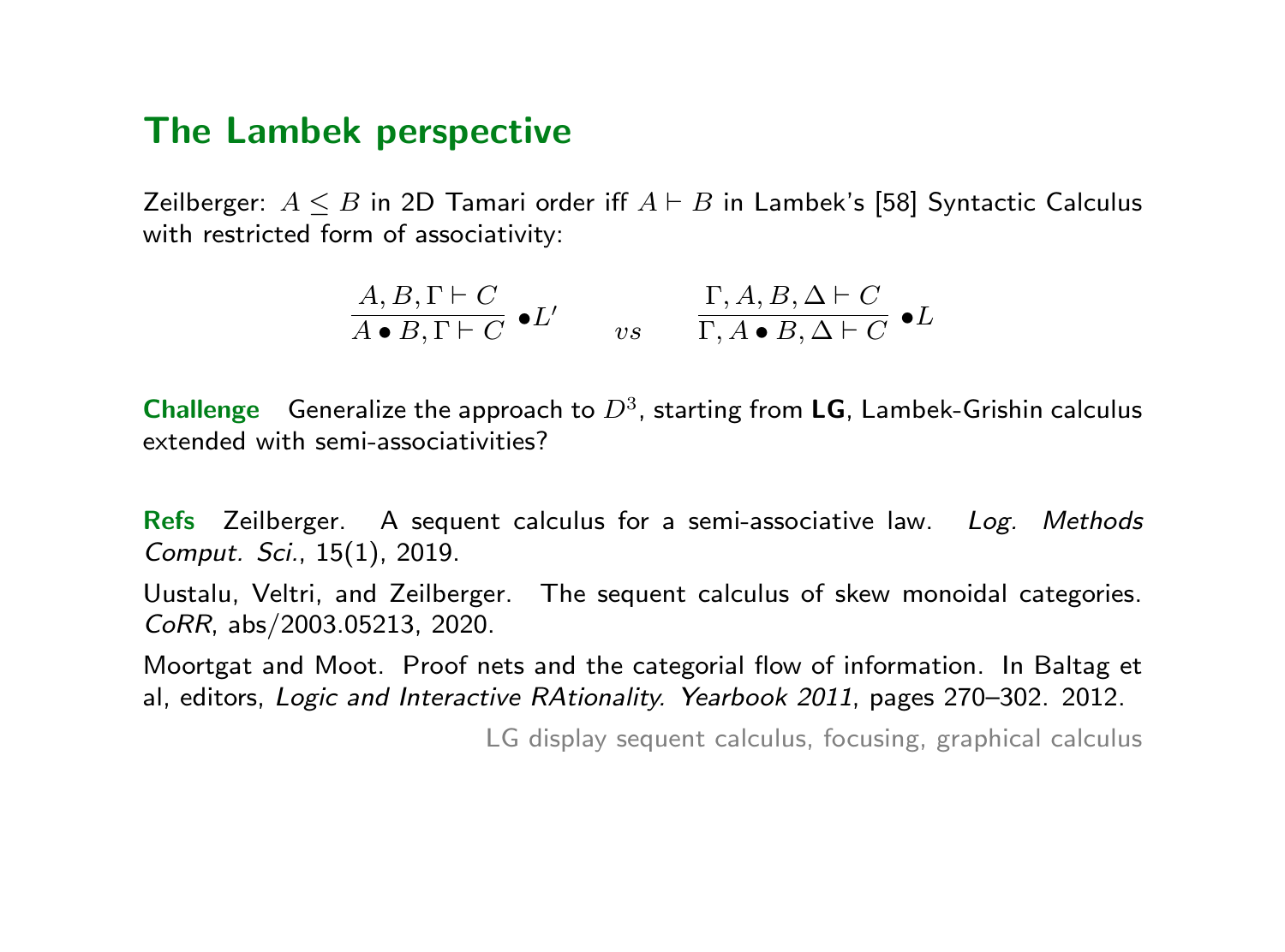## The Lambek perspective

Zeilberger: $A \leq B$ in 2D Tamari order iff $A \vdash B$ in Lambek's [58] Syntactic Calculus with restricted form of associativity:

$$\frac{A, B, \Gamma \vdash C}{A \bullet B, \Gamma \vdash C} \bullet L' \qquad vs \qquad \frac{\Gamma, A, B, \Delta \vdash C}{\Gamma, A \bullet B, \Delta \vdash C} \bullet L$$

**Challenge** Generalize the approach to $D^3$, starting from **LG**, Lambek-Grishin calculus extended with semi-associativities?

**Refs** Zeilberger. A sequent calculus for a semi-associative law. *Log. Methods Comput. Sci.*, 15(1), 2019.

Uustalu, Veltri, and Zeilberger. The sequent calculus of skew monoidal categories. *CoRR*, abs/2003.05213, 2020.

Moortgat and Moot. Proof nets and the categorial flow of information. In Baltag et al, editors, *Logic and Interactive RAtionality. Yearbook 2011*, pages 270–302. 2012.

LG display sequent calculus, focusing, graphical calculus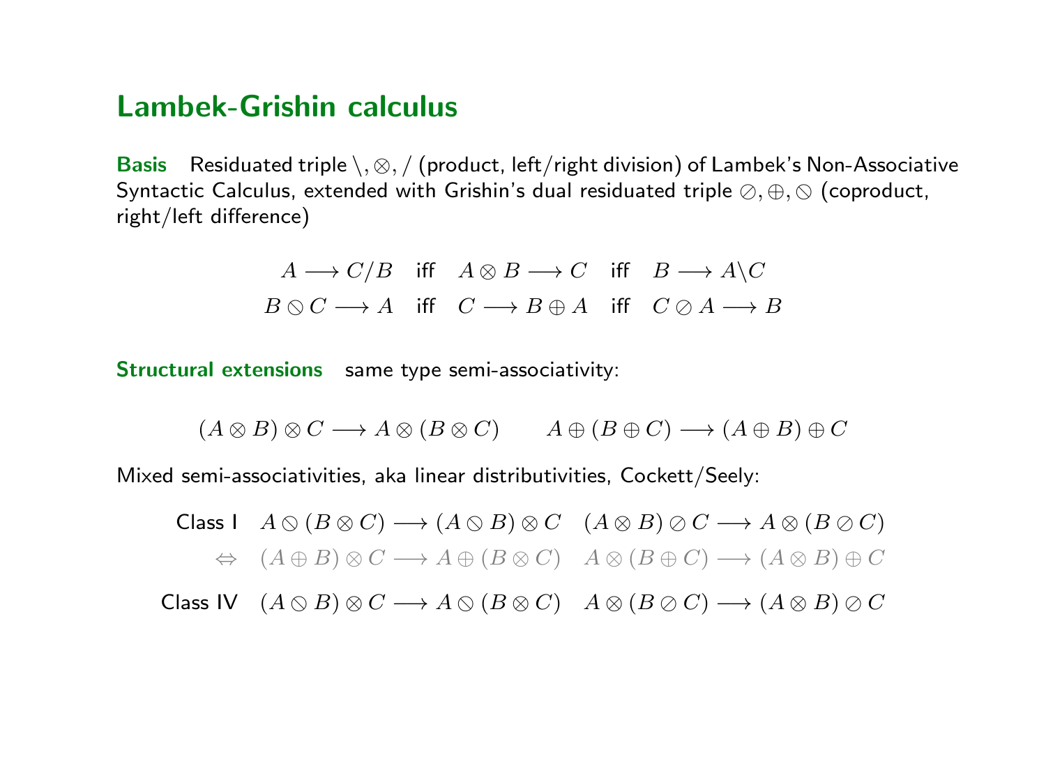## Lambek-Grishin calculus

**Basis** Residuated triple $\backslash, \otimes, /$ (product, left/right division) of Lambek's Non-Associative Syntactic Calculus, extended with Grishin's dual residuated triple $\oslash, \oplus, \obslash$ (coproduct, right/left difference)

$$A \longrightarrow C/B \quad \text{iff} \quad A \otimes B \longrightarrow C \quad \text{iff} \quad B \longrightarrow A\backslash C$$

$$B \obslash C \longrightarrow A \quad \text{iff} \quad C \longrightarrow B \oplus A \quad \text{iff} \quad C \oslash A \longrightarrow B$$

**Structural extensions** same type semi-associativity:

$$(A \otimes B) \otimes C \longrightarrow A \otimes (B \otimes C) \qquad A \oplus (B \oplus C) \longrightarrow (A \oplus B) \oplus C$$

Mixed semi-associativities, aka linear distributivities, Cockett/Seely:

Class I $\quad A \obslash (B \otimes C) \longrightarrow (A \obslash B) \otimes C \quad (A \otimes B) \oslash C \longrightarrow A \otimes (B \oslash C)$

$\Leftrightarrow \quad (A \oplus B) \otimes C \longrightarrow A \oplus (B \otimes C) \quad A \otimes (B \oplus C) \longrightarrow (A \otimes B) \oplus C$

Class IV $\quad (A \obslash B) \otimes C \longrightarrow A \obslash (B \otimes C) \quad A \otimes (B \oslash C) \longrightarrow (A \otimes B) \oslash C$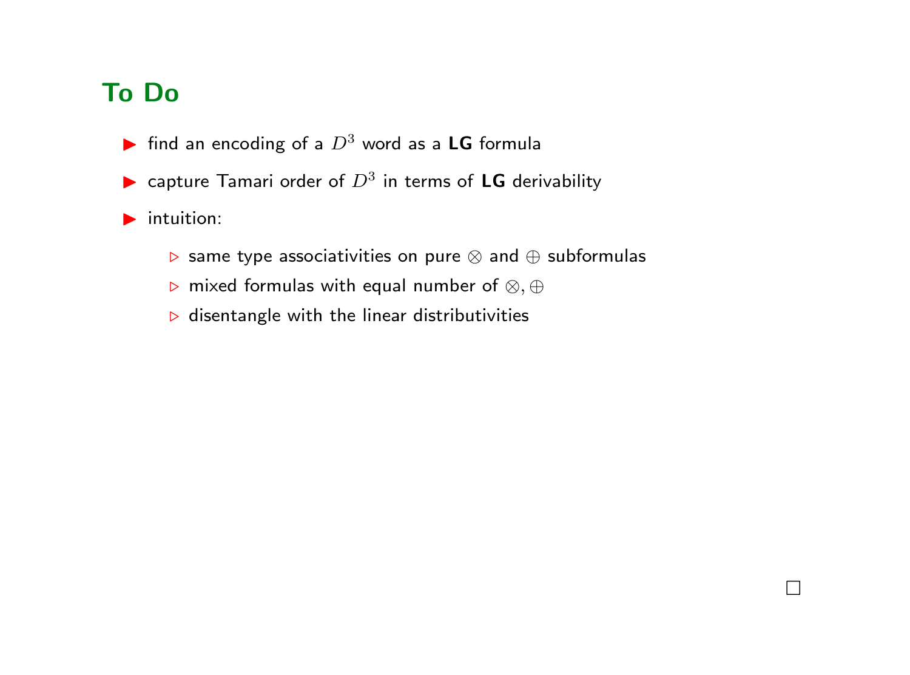## To Do

- find an encoding of a $D^3$ word as a **LG** formula
- capture Tamari order of $D^3$ in terms of **LG** derivability
- intuition:
  - same type associativities on pure $\otimes$ and $\oplus$ subformulas
  - mixed formulas with equal number of $\otimes, \oplus$
  - disentangle with the linear distributivities

□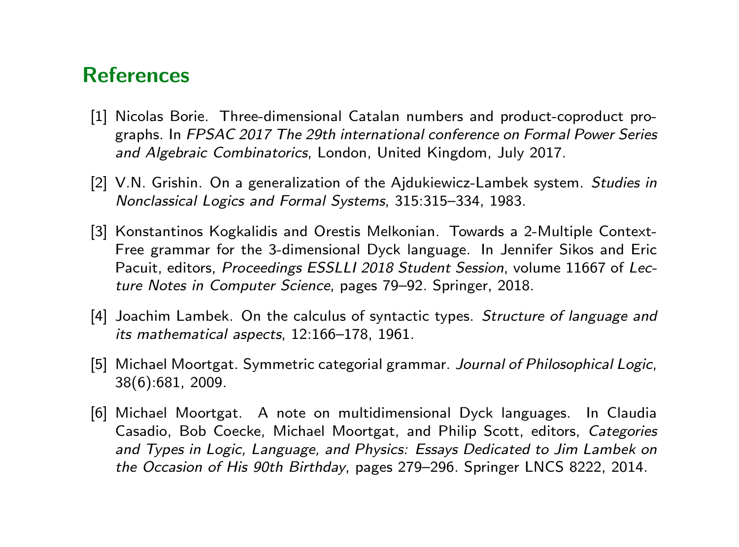## References

[1] Nicolas Borie. Three-dimensional Catalan numbers and product-coproduct prographs. In *FPSAC 2017 The 29th international conference on Formal Power Series and Algebraic Combinatorics*, London, United Kingdom, July 2017.

[2] V.N. Grishin. On a generalization of the Ajdukiewicz-Lambek system. *Studies in Nonclassical Logics and Formal Systems*, 315:315–334, 1983.

[3] Konstantinos Kogkalidis and Orestis Melkonian. Towards a 2-Multiple Context-Free grammar for the 3-dimensional Dyck language. In Jennifer Sikos and Eric Pacuit, editors, *Proceedings ESSLLI 2018 Student Session*, volume 11667 of *Lecture Notes in Computer Science*, pages 79–92. Springer, 2018.

[4] Joachim Lambek. On the calculus of syntactic types. *Structure of language and its mathematical aspects*, 12:166–178, 1961.

[5] Michael Moortgat. Symmetric categorial grammar. *Journal of Philosophical Logic*, 38(6):681, 2009.

[6] Michael Moortgat. A note on multidimensional Dyck languages. In Claudia Casadio, Bob Coecke, Michael Moortgat, and Philip Scott, editors, *Categories and Types in Logic, Language, and Physics: Essays Dedicated to Jim Lambek on the Occasion of His 90th Birthday*, pages 279–296. Springer LNCS 8222, 2014.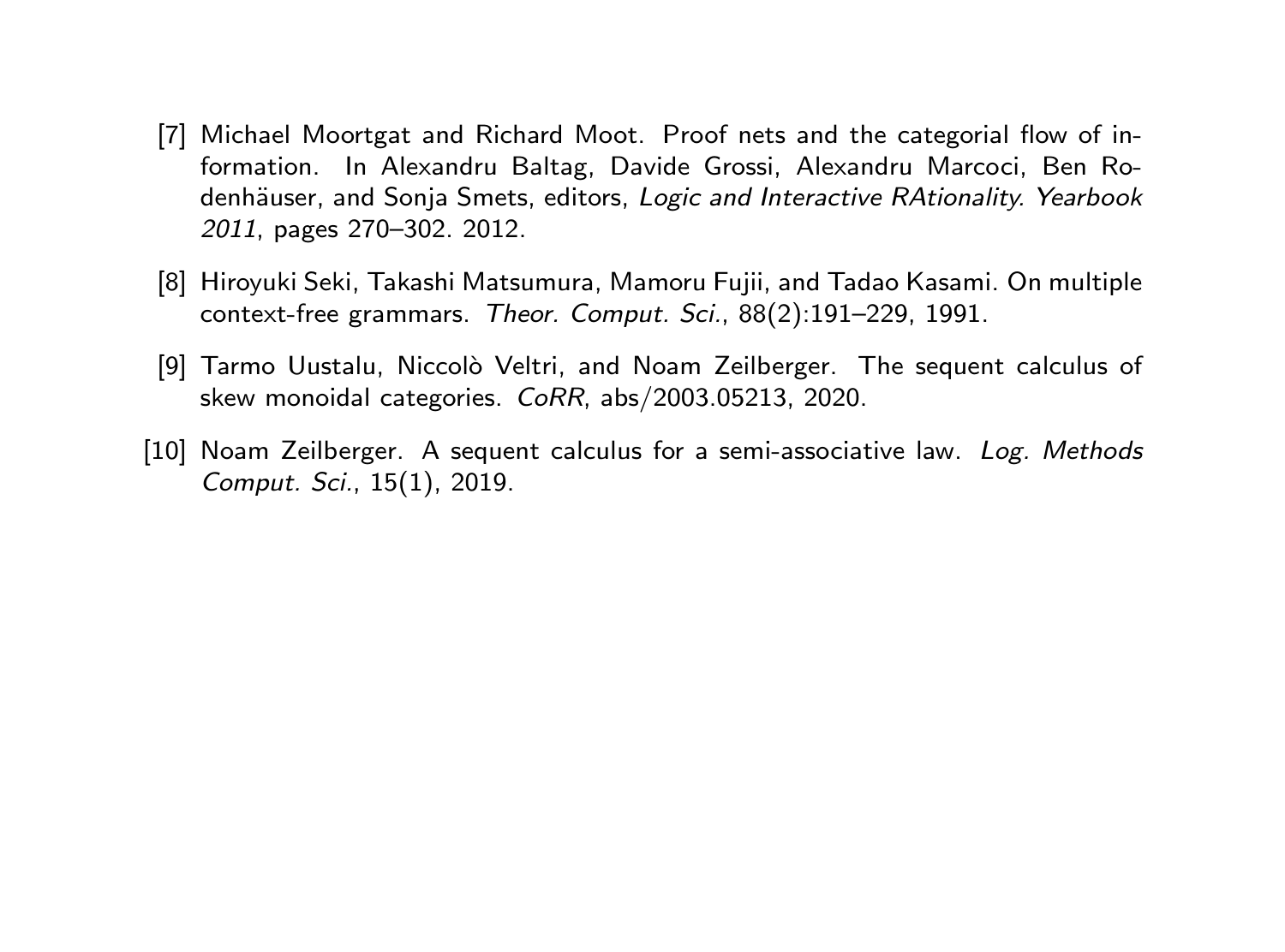[7] Michael Moortgat and Richard Moot. Proof nets and the categorial flow of information. In Alexandru Baltag, Davide Grossi, Alexandru Marcoci, Ben Rodenhäuser, and Sonja Smets, editors, *Logic and Interactive RAtionality. Yearbook 2011*, pages 270–302. 2012.

[8] Hiroyuki Seki, Takashi Matsumura, Mamoru Fujii, and Tadao Kasami. On multiple context-free grammars. *Theor. Comput. Sci.*, 88(2):191–229, 1991.

[9] Tarmo Uustalu, Niccolò Veltri, and Noam Zeilberger. The sequent calculus of skew monoidal categories. *CoRR*, abs/2003.05213, 2020.

[10] Noam Zeilberger. A sequent calculus for a semi-associative law. *Log. Methods Comput. Sci.*, 15(1), 2019.